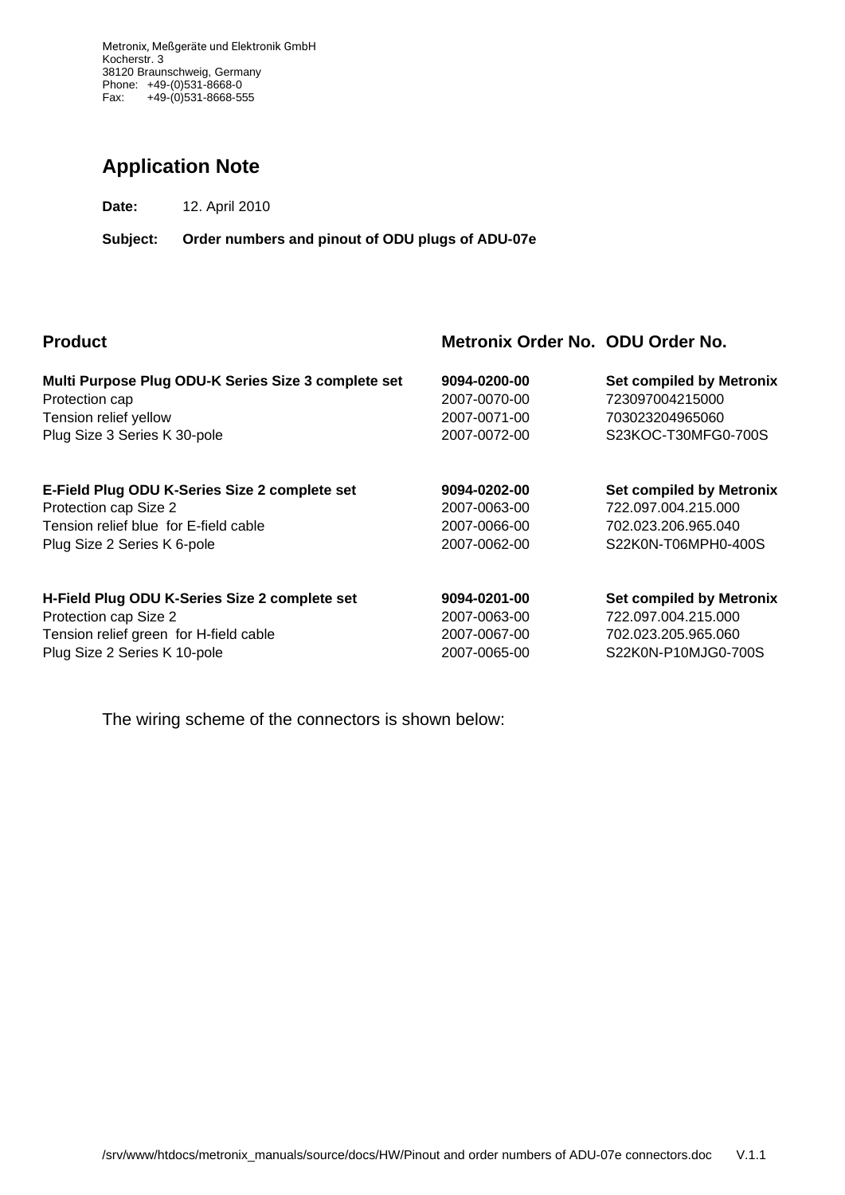Metronix, Meßgeräte und Elektronik GmbH
Kocherstr. 3
38120 Braunschweig, Germany
Phone: +49-(0)531-8668-0
Fax: +49-(0)531-8668-555

# Application Note

**Date:** 12. April 2010

**Subject: Order numbers and pinout of ODU plugs of ADU-07e**

| Product | Metronix Order No. | ODU Order No. |
| --- | --- | --- |
| **Multi Purpose Plug ODU-K Series Size 3 complete set** | **9094-0200-00** | **Set compiled by Metronix** |
| Protection cap | 2007-0070-00 | 723097004215000 |
| Tension relief yellow | 2007-0071-00 | 703023204965060 |
| Plug Size 3 Series K 30-pole | 2007-0072-00 | S23KOC-T30MFG0-700S |
| | | |
| **E-Field Plug ODU K-Series Size 2 complete set** | **9094-0202-00** | **Set compiled by Metronix** |
| Protection cap Size 2 | 2007-0063-00 | 722.097.004.215.000 |
| Tension relief blue for E-field cable | 2007-0066-00 | 702.023.206.965.040 |
| Plug Size 2 Series K 6-pole | 2007-0062-00 | S22K0N-T06MPH0-400S |
| | | |
| **H-Field Plug ODU K-Series Size 2 complete set** | **9094-0201-00** | **Set compiled by Metronix** |
| Protection cap Size 2 | 2007-0063-00 | 722.097.004.215.000 |
| Tension relief green for H-field cable | 2007-0067-00 | 702.023.205.965.060 |
| Plug Size 2 Series K 10-pole | 2007-0065-00 | S22K0N-P10MJG0-700S |

The wiring scheme of the connectors is shown below: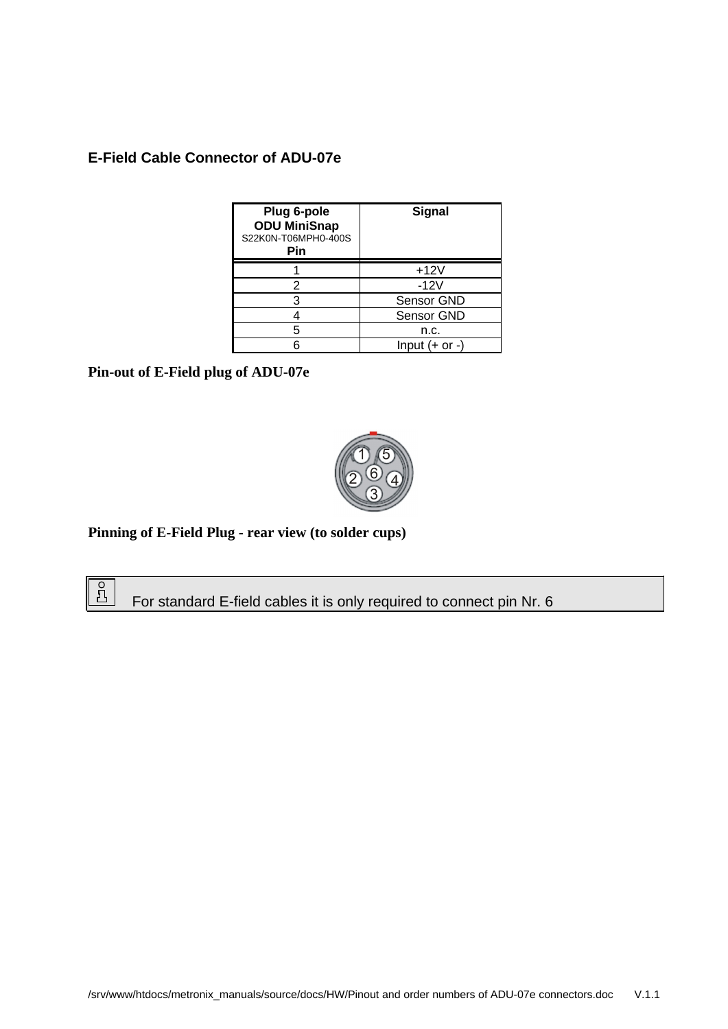## E-Field Cable Connector of ADU-07e

| Plug 6-pole **ODU MiniSnap** S22K0N-T06MPH0-400S **Pin** | **Signal** |
|---|---|
| 1 | +12V |
| 2 | -12V |
| 3 | Sensor GND |
| 4 | Sensor GND |
| 5 | n.c. |
| 6 | Input (+ or -) |

**Pin-out of E-Field plug of ADU-07e**

**Pinning of E-Field Plug - rear view (to solder cups)**

For standard E-field cables it is only required to connect pin Nr. 6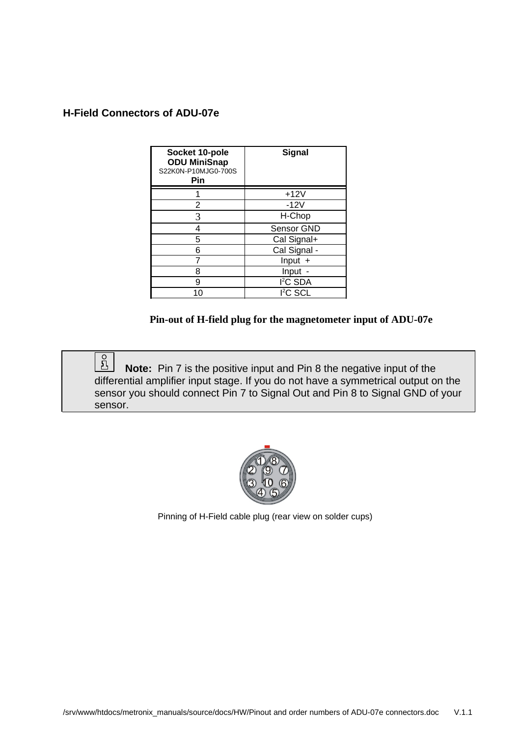## H-Field Connectors of ADU-07e

| Socket 10-pole **ODU MiniSnap** S22K0N-P10MJG0-700S **Pin** | **Signal** |
|---|---|
| 1 | +12V |
| 2 | -12V |
| 3 | H-Chop |
| 4 | Sensor GND |
| 5 | Cal Signal+ |
| 6 | Cal Signal - |
| 7 | Input + |
| 8 | Input - |
| 9 | $I^2C$ SDA |
| 10 | $I^2C$ SCL |

**Pin-out of H-field plug for the magnetometer input of ADU-07e**

> **Note:** Pin 7 is the positive input and Pin 8 the negative input of the differential amplifier input stage. If you do not have a symmetrical output on the sensor you should connect Pin 7 to Signal Out and Pin 8 to Signal GND of your sensor.

Pinning of H-Field cable plug (rear view on solder cups)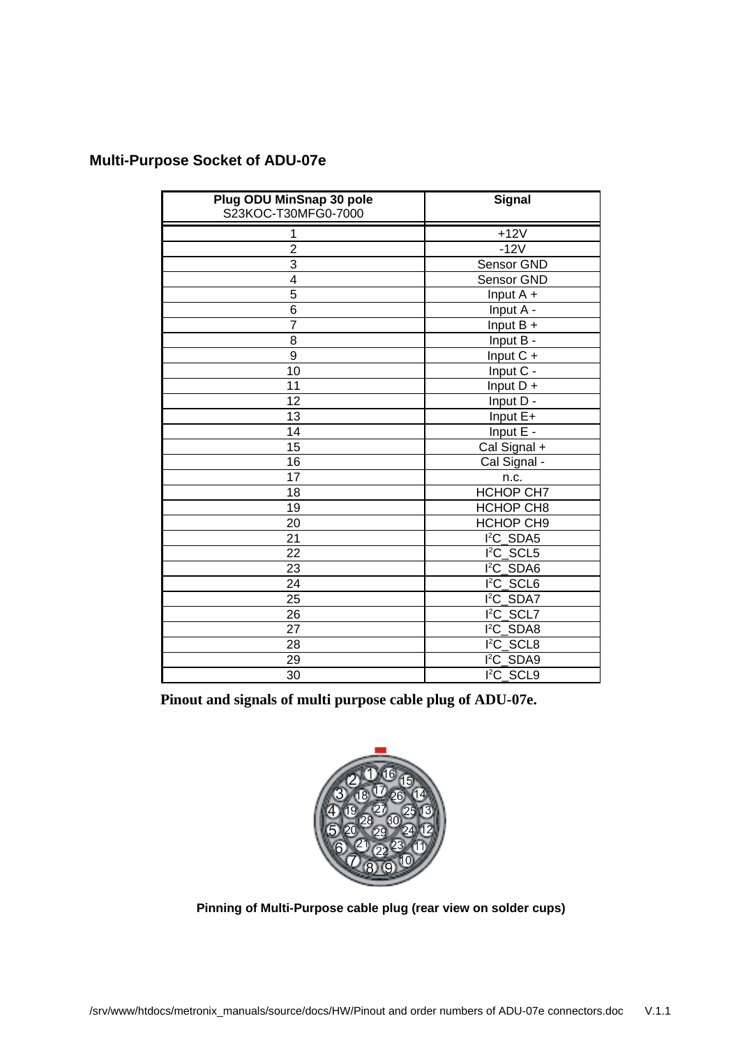## Multi-Purpose Socket of ADU-07e

| Plug ODU MinSnap 30 pole S23KOC-T30MFG0-7000 | Signal |
|---|---|
| 1 | +12V |
| 2 | -12V |
| 3 | Sensor GND |
| 4 | Sensor GND |
| 5 | Input A + |
| 6 | Input A - |
| 7 | Input B + |
| 8 | Input B - |
| 9 | Input C + |
| 10 | Input C - |
| 11 | Input D + |
| 12 | Input D - |
| 13 | Input E+ |
| 14 | Input E - |
| 15 | Cal Signal + |
| 16 | Cal Signal - |
| 17 | n.c. |
| 18 | HCHOP CH7 |
| 19 | HCHOP CH8 |
| 20 | HCHOP CH9 |
| 21 | $I^2C$_SDA5 |
| 22 | $I^2C$_SCL5 |
| 23 | $I^2C$_SDA6 |
| 24 | $I^2C$_SCL6 |
| 25 | $I^2C$_SDA7 |
| 26 | $I^2C$_SCL7 |
| 27 | $I^2C$_SDA8 |
| 28 | $I^2C$_SCL8 |
| 29 | $I^2C$_SDA9 |
| 30 | $I^2C$_SCL9 |

**Pinout and signals of multi purpose cable plug of ADU-07e.**

**Pinning of Multi-Purpose cable plug (rear view on solder cups)**